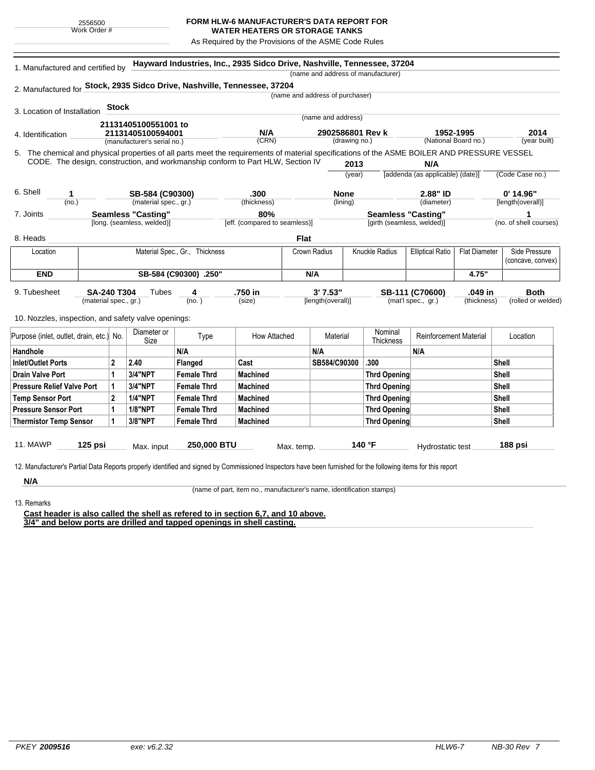2556500
Work Order #

# FORM HLW-6 MANUFACTURER'S DATA REPORT FOR WATER HEATERS OR STORAGE TANKS

As Required by the Provisions of the ASME Code Rules

1. Manufactured and certified by **Hayward Industries, Inc., 2935 Sidco Drive, Nashville, Tennessee, 37204**
(name and address of manufacturer)

2. Manufactured for **Stock, 2935 Sidco Drive, Nashville, Tennessee, 37204**
(name and address of purchaser)

3. Location of Installation **Stock**
(name and address)

4. Identification **21131405100551001 to 21131405100594001** (manufacturer's serial no.) **N/A** (CRN) **2902586801 Rev k** (drawing no.) **1952-1995** (National Board no.) **2014** (year built)

5. The chemical and physical properties of all parts meet the requirements of material specifications of the ASME BOILER AND PRESSURE VESSEL CODE. The design, construction, and workmanship conform to Part HLW, Section IV **2013** (year) **N/A** [addenda (as applicable) (date)] (Code Case no.)

6. Shell **1** (no.) **SB-584 (C90300)** (material spec., gr.) **.300** (thickness) **None** (lining) **2.88" ID** (diameter) **0' 14.96"** [length(overall)]

7. Joints **Seamless "Casting"** [long. (seamless, welded)] **80%** [eff. (compared to seamless)] **Seamless "Casting"** [girth (seamless, welded)] **1** (no. of shell courses)

8. Heads **Flat**

| Location | Material Spec., Gr., Thickness | Crown Radius | Knuckle Radius | Elliptical Ratio | Flat Diameter | Side Pressure (concave, convex) |
|---|---|---|---|---|---|---|
| **END** | **SB-584 (C90300) .250"** | **N/A** | | | **4.75"** | |

9. Tubesheet **SA-240 T304** (material spec., gr.) Tubes **4** (no.) **.750 in** (size) **3' 7.53"** [length(overall)] **SB-111 (C70600)** (mat'l spec., gr.) **.049 in** (thickness) **Both** (rolled or welded)

10. Nozzles, inspection, and safety valve openings:

| Purpose (inlet, outlet, drain, etc.) | No. | Diameter or Size | Type | How Attached | Material | Nominal Thickness | Reinforcement Material | Location |
|---|---|---|---|---|---|---|---|---|
| **Handhole** | | | **N/A** | | **N/A** | | **N/A** | |
| **Inlet/Outlet Ports** | **2** | **2.40** | **Flanged** | **Cast** | **SB584/C90300** | **.300** | | **Shell** |
| **Drain Valve Port** | **1** | **3/4"NPT** | **Female Thrd** | **Machined** | | **Thrd Opening** | | **Shell** |
| **Pressure Relief Valve Port** | **1** | **3/4"NPT** | **Female Thrd** | **Machined** | | **Thrd Opening** | | **Shell** |
| **Temp Sensor Port** | **2** | **1/4"NPT** | **Female Thrd** | **Machined** | | **Thrd Opening** | | **Shell** |
| **Pressure Sensor Port** | **1** | **1/8"NPT** | **Female Thrd** | **Machined** | | **Thrd Opening** | | **Shell** |
| **Thermistor Temp Sensor** | **1** | **3/8"NPT** | **Female Thrd** | **Machined** | | **Thrd Opening** | | **Shell** |

11. MAWP **125 psi** Max. input **250,000 BTU** Max. temp. **140 °F** Hydrostatic test **188 psi**

12. Manufacturer's Partial Data Reports properly identified and signed by Commissioned Inspectors have been furnished for the following items for this report

**N/A**
(name of part, item no., manufacturer's name, identification stamps)

13. Remarks

**Cast header is also called the shell as refered to in section 6,7, and 10 above.**
**3/4" and below ports are drilled and tapped openings in shell casting.**

PKEY **2009516** exe: v6.2.32 HLW6-7 NB-30 Rev 7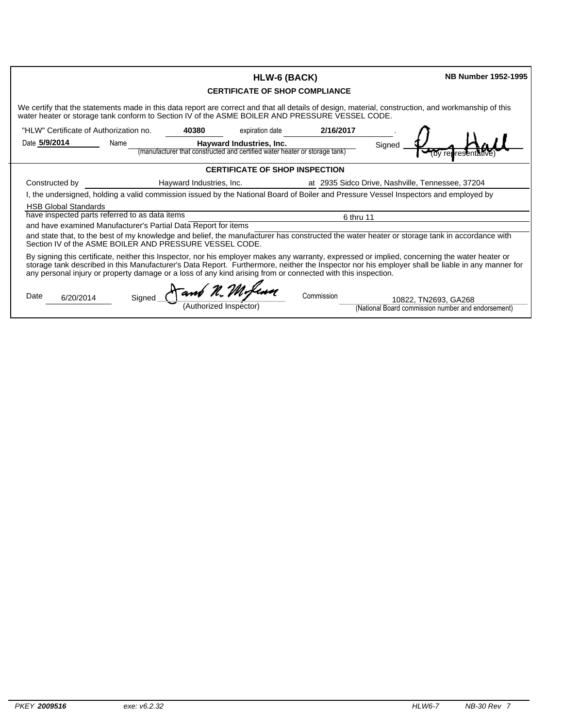## HLW-6 (BACK)

**NB Number 1952-1995**

### CERTIFICATE OF SHOP COMPLIANCE

We certify that the statements made in this data report are correct and that all details of design, material, construction, and workmanship of this water heater or storage tank conform to Section IV of the ASME BOILER AND PRESSURE VESSEL CODE.

"HLW" Certificate of Authorization no. **40380** expiration date **2/16/2017** .

Date **5/9/2014** Name **Hayward Industries, Inc.** (manufacturer that constructed and certified water heater or storage tank) Signed [signature] (by representative)

### CERTIFICATE OF SHOP INSPECTION

Constructed by Hayward Industries, Inc. at 2935 Sidco Drive, Nashville, Tennessee, 37204

I, the undersigned, holding a valid commission issued by the National Board of Boiler and Pressure Vessel Inspectors and employed by HSB Global Standards

have inspected parts referred to as data items 6 thru 11

and have examined Manufacturer's Partial Data Report for items

and state that, to the best of my knowledge and belief, the manufacturer has constructed the water heater or storage tank in accordance with Section IV of the ASME BOILER AND PRESSURE VESSEL CODE.

By signing this certificate, neither this Inspector, nor his employer makes any warranty, expressed or implied, concerning the water heater or storage tank described in this Manufacturer's Data Report. Furthermore, neither the Inspector nor his employer shall be liable in any manner for any personal injury or property damage or a loss of any kind arising from or connected with this inspection.

Date 6/20/2014 Signed [signature] (Authorized Inspector) Commission 10822, TN2693, GA268 (National Board commission number and endorsement)

*PKEY* ***2009516*** *exe: v6.2.32* *HLW6-7* *NB-30 Rev 7*